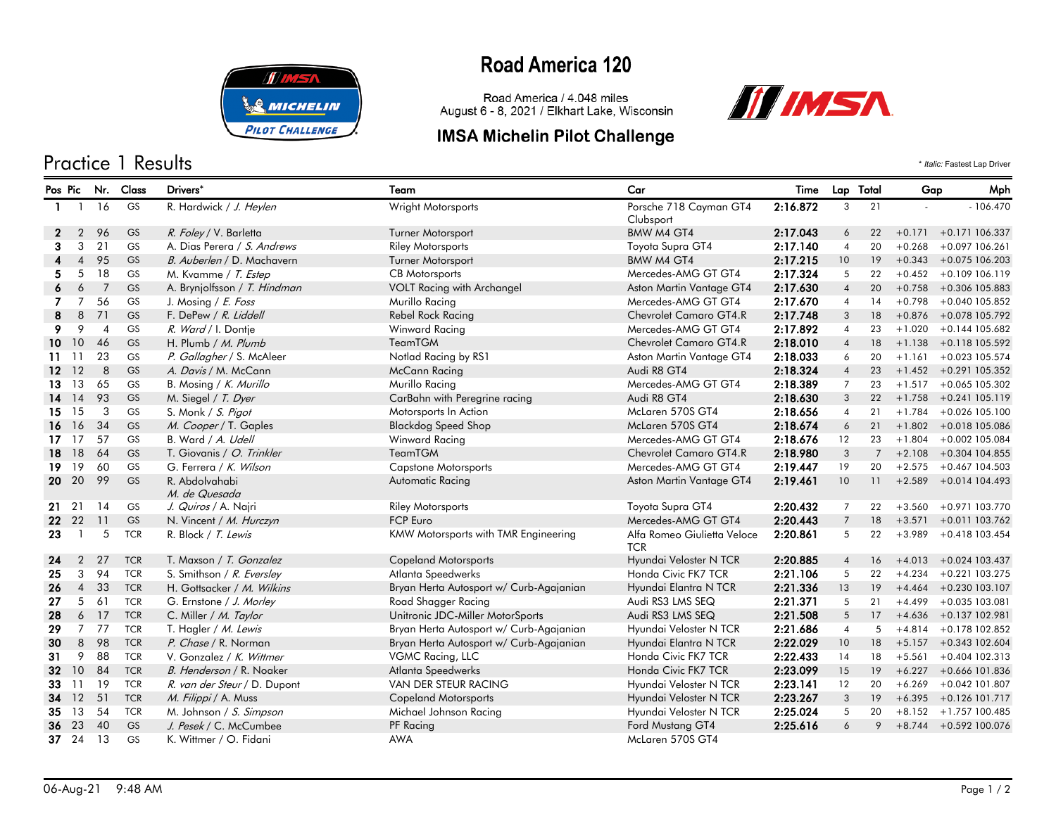# Road America 120

Road America / 4.048 miles
August 6 - 8, 2021 / Elkhart Lake, Wisconsin

## IMSA Michelin Pilot Challenge

## Practice 1 Results

\* *Italic:* Fastest Lap Driver

| Pos | Pic | Nr. | Class | Drivers* | Team | Car | Time | Lap | Total | Gap | | Mph |
|---|---|---|---|---|---|---|---|---|---|---|---|---|
| 1 | 1 | 16 | GS | R. Hardwick / *J. Heylen* | Wright Motorsports | Porsche 718 Cayman GT4 Clubsport | 2:16.872 | 3 | 21 | - | - | 106.470 |
| 2 | 2 | 96 | GS | *R. Foley* / V. Barletta | Turner Motorsport | BMW M4 GT4 | 2:17.043 | 6 | 22 | +0.171 | +0.171 | 106.337 |
| 3 | 3 | 21 | GS | A. Dias Perera / *S. Andrews* | Riley Motorsports | Toyota Supra GT4 | 2:17.140 | 4 | 20 | +0.268 | +0.097 | 106.261 |
| 4 | 4 | 95 | GS | *B. Auberlen* / D. Machavern | Turner Motorsport | BMW M4 GT4 | 2:17.215 | 10 | 19 | +0.343 | +0.075 | 106.203 |
| 5 | 5 | 18 | GS | M. Kvamme / *T. Estep* | CB Motorsports | Mercedes-AMG GT GT4 | 2:17.324 | 5 | 22 | +0.452 | +0.109 | 106.119 |
| 6 | 6 | 7 | GS | A. Brynjolfsson / *T. Hindman* | VOLT Racing with Archangel | Aston Martin Vantage GT4 | 2:17.630 | 4 | 20 | +0.758 | +0.306 | 105.883 |
| 7 | 7 | 56 | GS | J. Mosing / *E. Foss* | Murillo Racing | Mercedes-AMG GT GT4 | 2:17.670 | 4 | 14 | +0.798 | +0.040 | 105.852 |
| 8 | 8 | 71 | GS | F. DePew / *R. Liddell* | Rebel Rock Racing | Chevrolet Camaro GT4.R | 2:17.748 | 3 | 18 | +0.876 | +0.078 | 105.792 |
| 9 | 9 | 4 | GS | *R. Ward* / I. Dontje | Winward Racing | Mercedes-AMG GT GT4 | 2:17.892 | 4 | 23 | +1.020 | +0.144 | 105.682 |
| 10 | 10 | 46 | GS | H. Plumb / *M. Plumb* | TeamTGM | Chevrolet Camaro GT4.R | 2:18.010 | 4 | 18 | +1.138 | +0.118 | 105.592 |
| 11 | 11 | 23 | GS | *P. Gallagher* / S. McAleer | Notlad Racing by RS1 | Aston Martin Vantage GT4 | 2:18.033 | 6 | 20 | +1.161 | +0.023 | 105.574 |
| 12 | 12 | 8 | GS | *A. Davis* / M. McCann | McCann Racing | Audi R8 GT4 | 2:18.324 | 4 | 23 | +1.452 | +0.291 | 105.352 |
| 13 | 13 | 65 | GS | B. Mosing / *K. Murillo* | Murillo Racing | Mercedes-AMG GT GT4 | 2:18.389 | 7 | 23 | +1.517 | +0.065 | 105.302 |
| 14 | 14 | 93 | GS | M. Siegel / *T. Dyer* | CarBahn with Peregrine racing | Audi R8 GT4 | 2:18.630 | 3 | 22 | +1.758 | +0.241 | 105.119 |
| 15 | 15 | 3 | GS | S. Monk / *S. Pigot* | Motorsports In Action | McLaren 570S GT4 | 2:18.656 | 4 | 21 | +1.784 | +0.026 | 105.100 |
| 16 | 16 | 34 | GS | *M. Cooper* / T. Gaples | Blackdog Speed Shop | McLaren 570S GT4 | 2:18.674 | 6 | 21 | +1.802 | +0.018 | 105.086 |
| 17 | 17 | 57 | GS | B. Ward / *A. Udell* | Winward Racing | Mercedes-AMG GT GT4 | 2:18.676 | 12 | 23 | +1.804 | +0.002 | 105.084 |
| 18 | 18 | 64 | GS | T. Giovanis / *O. Trinkler* | TeamTGM | Chevrolet Camaro GT4.R | 2:18.980 | 3 | 7 | +2.108 | +0.304 | 104.855 |
| 19 | 19 | 60 | GS | G. Ferrera / *K. Wilson* | Capstone Motorsports | Mercedes-AMG GT GT4 | 2:19.447 | 19 | 20 | +2.575 | +0.467 | 104.503 |
| 20 | 20 | 99 | GS | R. Abdolvahabi / *M. de Quesada* | Automatic Racing | Aston Martin Vantage GT4 | 2:19.461 | 10 | 11 | +2.589 | +0.014 | 104.493 |
| 21 | 21 | 14 | GS | *J. Quiros* / A. Najri | Riley Motorsports | Toyota Supra GT4 | 2:20.432 | 7 | 22 | +3.560 | +0.971 | 103.770 |
| 22 | 22 | 11 | GS | N. Vincent / *M. Hurczyn* | FCP Euro | Mercedes-AMG GT GT4 | 2:20.443 | 7 | 18 | +3.571 | +0.011 | 103.762 |
| 23 | 1 | 5 | TCR | R. Block / *T. Lewis* | KMW Motorsports with TMR Engineering | Alfa Romeo Giulietta Veloce TCR | 2:20.861 | 5 | 22 | +3.989 | +0.418 | 103.454 |
| 24 | 2 | 27 | TCR | T. Maxson / *T. Gonzalez* | Copeland Motorsports | Hyundai Veloster N TCR | 2:20.885 | 4 | 16 | +4.013 | +0.024 | 103.437 |
| 25 | 3 | 94 | TCR | S. Smithson / *R. Eversley* | Atlanta Speedwerks | Honda Civic FK7 TCR | 2:21.106 | 5 | 22 | +4.234 | +0.221 | 103.275 |
| 26 | 4 | 33 | TCR | H. Gottsacker / *M. Wilkins* | Bryan Herta Autosport w/ Curb-Agajanian | Hyundai Elantra N TCR | 2:21.336 | 13 | 19 | +4.464 | +0.230 | 103.107 |
| 27 | 5 | 61 | TCR | G. Ernstone / *J. Morley* | Road Shagger Racing | Audi RS3 LMS SEQ | 2:21.371 | 5 | 21 | +4.499 | +0.035 | 103.081 |
| 28 | 6 | 17 | TCR | C. Miller / *M. Taylor* | Unitronic JDC-Miller MotorSports | Audi RS3 LMS SEQ | 2:21.508 | 5 | 17 | +4.636 | +0.137 | 102.981 |
| 29 | 7 | 77 | TCR | T. Hagler / *M. Lewis* | Bryan Herta Autosport w/ Curb-Agajanian | Hyundai Veloster N TCR | 2:21.686 | 4 | 5 | +4.814 | +0.178 | 102.852 |
| 30 | 8 | 98 | TCR | *P. Chase* / R. Norman | Bryan Herta Autosport w/ Curb-Agajanian | Hyundai Elantra N TCR | 2:22.029 | 10 | 18 | +5.157 | +0.343 | 102.604 |
| 31 | 9 | 88 | TCR | V. Gonzalez / *K. Wittmer* | VGMC Racing, LLC | Honda Civic FK7 TCR | 2:22.433 | 14 | 18 | +5.561 | +0.404 | 102.313 |
| 32 | 10 | 84 | TCR | *B. Henderson* / R. Noaker | Atlanta Speedwerks | Honda Civic FK7 TCR | 2:23.099 | 15 | 19 | +6.227 | +0.666 | 101.836 |
| 33 | 11 | 19 | TCR | *R. van der Steur* / D. Dupont | VAN DER STEUR RACING | Hyundai Veloster N TCR | 2:23.141 | 12 | 20 | +6.269 | +0.042 | 101.807 |
| 34 | 12 | 51 | TCR | *M. Filippi* / A. Muss | Copeland Motorsports | Hyundai Veloster N TCR | 2:23.267 | 3 | 19 | +6.395 | +0.126 | 101.717 |
| 35 | 13 | 54 | TCR | M. Johnson / *S. Simpson* | Michael Johnson Racing | Hyundai Veloster N TCR | 2:25.024 | 5 | 20 | +8.152 | +1.757 | 100.485 |
| 36 | 23 | 40 | GS | *J. Pesek* / C. McCumbee | PF Racing | Ford Mustang GT4 | 2:25.616 | 6 | 9 | +8.744 | +0.592 | 100.076 |
| 37 | 24 | 13 | GS | K. Wittmer / O. Fidani | AWA | McLaren 570S GT4 | | | | | | |

06-Aug-21 9:48 AM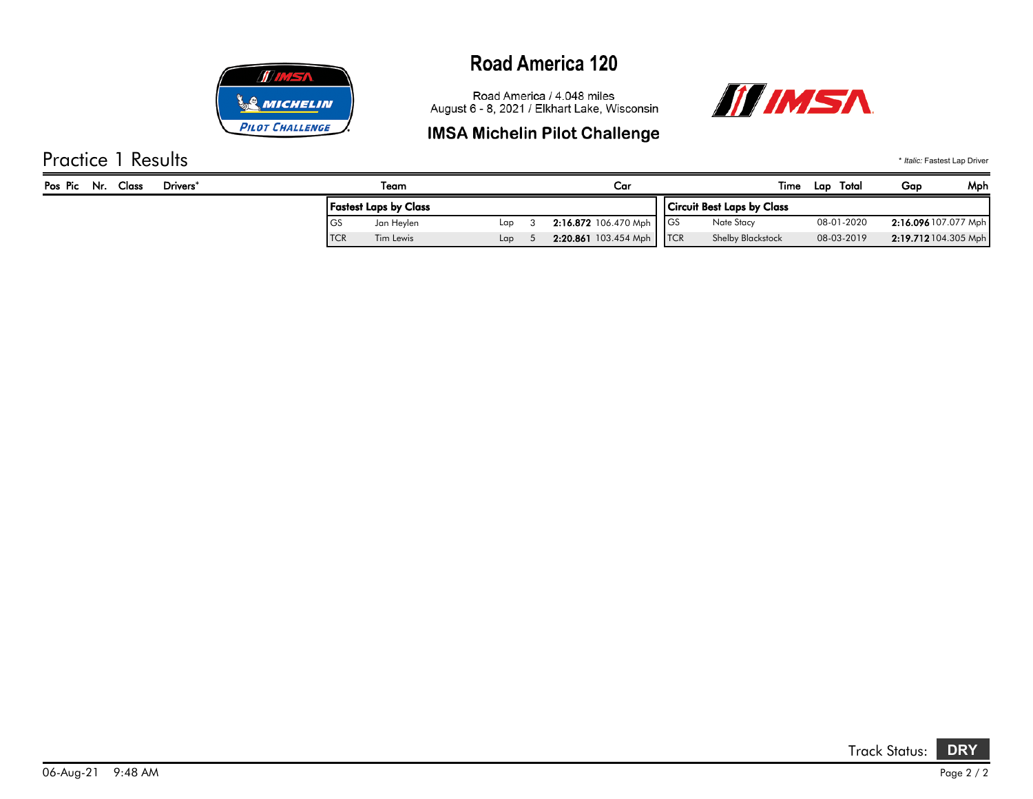# Road America 120

Road America / 4.048 miles
August 6 - 8, 2021 / Elkhart Lake, Wisconsin

## IMSA Michelin Pilot Challenge

## Practice 1 Results

* *Italic:* Fastest Lap Driver

| Pos | Pic | Nr. | Class | Drivers* | Team | Car | Time | Lap | Total | Gap | Mph |
|---|---|---|---|---|---|---|---|---|---|---|---|

**Fastest Laps by Class**

| | | | | | |
|---|---|---|---|---|---|
| GS | Jan Heylen | Lap | 3 | **2:16.872** | 106.470 Mph |
| TCR | Tim Lewis | Lap | 5 | **2:20.861** | 103.454 Mph |

**Circuit Best Laps by Class**

| | | | | |
|---|---|---|---|---|
| GS | Nate Stacy | 08-01-2020 | **2:16.096** | 107.077 Mph |
| TCR | Shelby Blackstock | 08-03-2019 | **2:19.712** | 104.305 Mph |

Track Status: **DRY**

06-Aug-21 9:48 AM